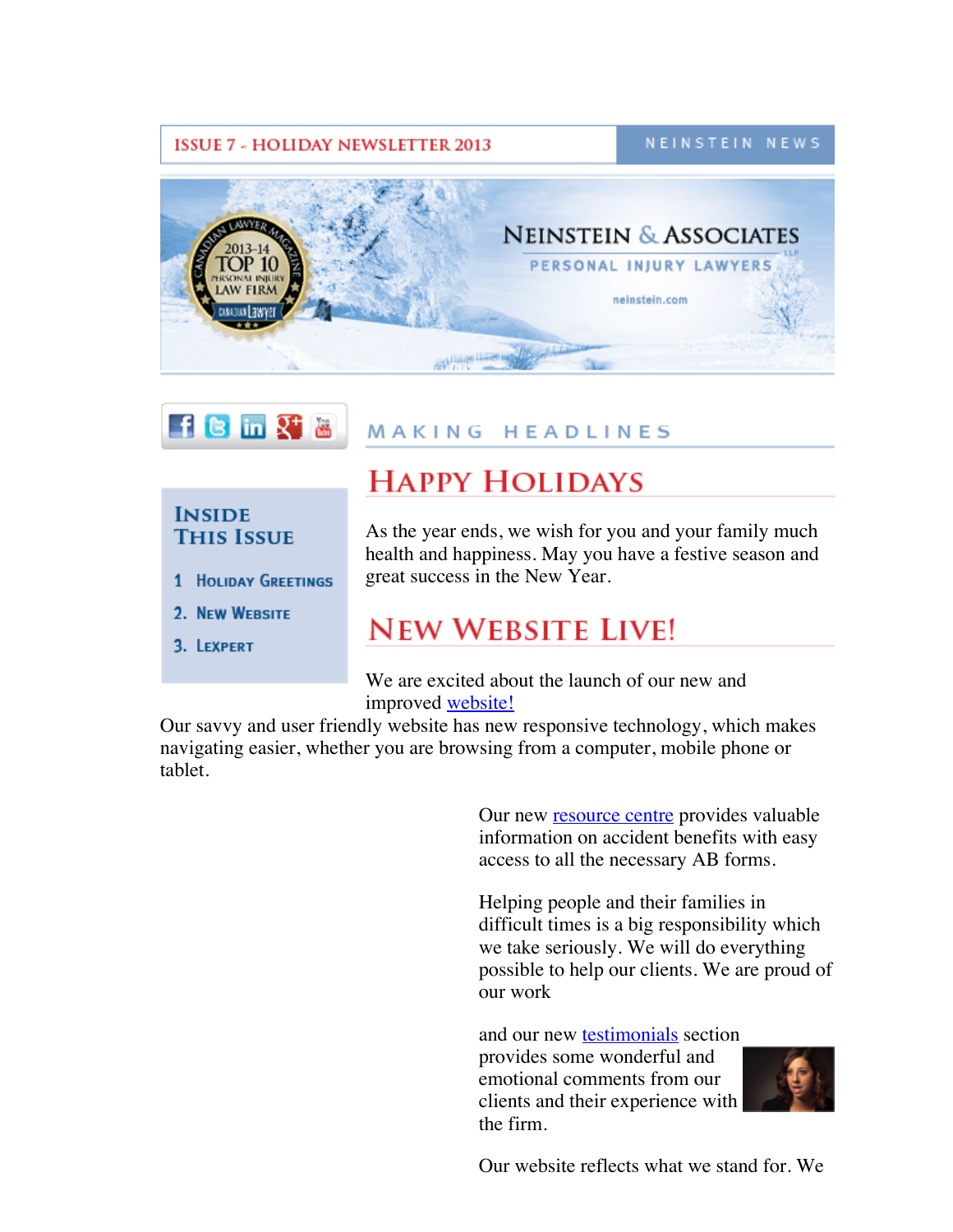ISSUE 7 - HOLIDAY NEWSLETTER 2013

NEINSTEIN NEWS

NEINSTEIN & ASSOCIATES LLP

PERSONAL INJURY LAWYERS

neinstein.com

2013-14 TOP 10 PERSONAL INJURY LAW FIRM — Canadian Lawyer Magazine

## Inside This Issue

1 Holiday Greetings

2. New Website

3. Lexpert

MAKING HEADLINES

# Happy Holidays

As the year ends, we wish for you and your family much health and happiness. May you have a festive season and great success in the New Year.

# New Website Live!

We are excited about the launch of our new and improved website!

Our savvy and user friendly website has new responsive technology, which makes navigating easier, whether you are browsing from a computer, mobile phone or tablet.

Our new resource centre provides valuable information on accident benefits with easy access to all the necessary AB forms.

Helping people and their families in difficult times is a big responsibility which we take seriously. We will do everything possible to help our clients. We are proud of our work

and our new testimonials section provides some wonderful and emotional comments from our clients and their experience with the firm.

Our website reflects what we stand for. We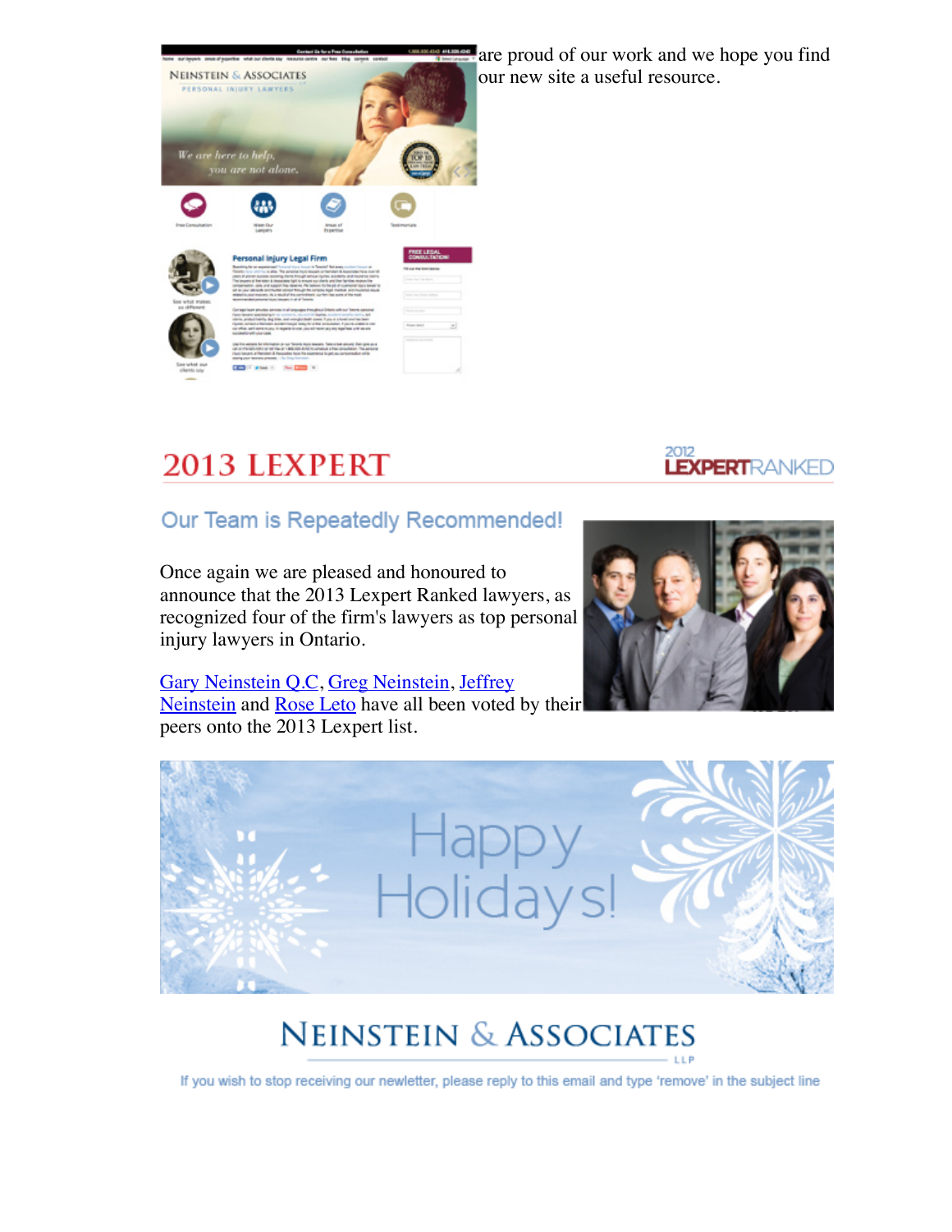are proud of our work and we hope you find our new site a useful resource.

# 2013 LEXPERT

2012 LEXPERTRANKED

## Our Team is Repeatedly Recommended!

Once again we are pleased and honoured to announce that the 2013 Lexpert Ranked lawyers, as recognized four of the firm's lawyers as top personal injury lawyers in Ontario.

Gary Neinstein Q.C, Greg Neinstein, Jeffrey Neinstein and Rose Leto have all been voted by their peers onto the 2013 Lexpert list.

Happy Holidays!

NEINSTEIN & ASSOCIATES LLP

If you wish to stop receiving our newletter, please reply to this email and type 'remove' in the subject line